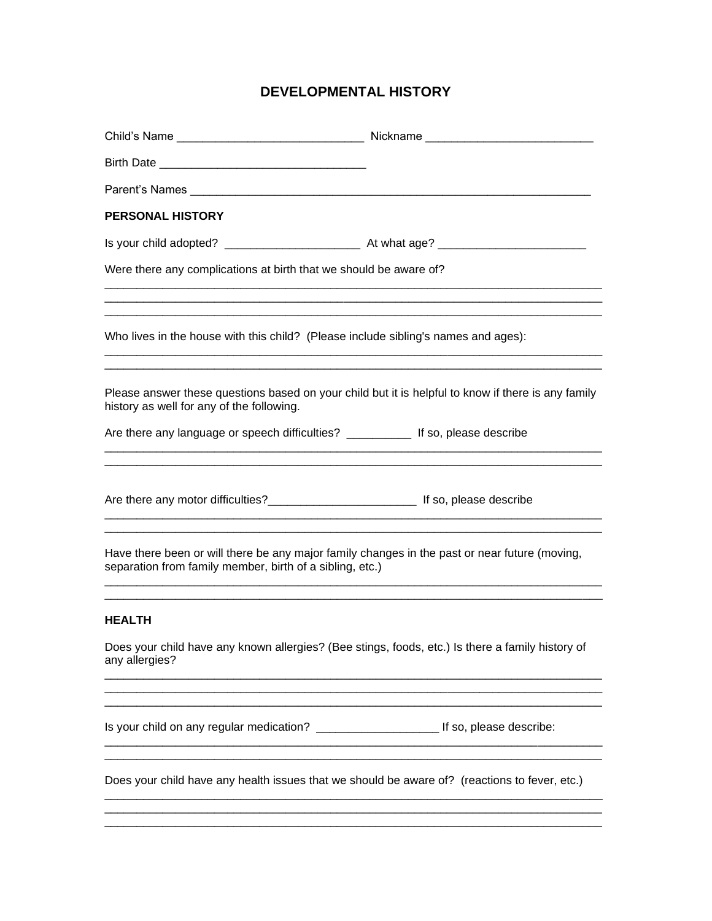# DEVELOPMENTAL HISTORY

Child's Name ____________________________ Nickname _________________________

Birth Date ______________________________

Parent's Names ____________________________________________________________

## PERSONAL HISTORY

Is your child adopted? ____________________ At what age? ______________________

Were there any complications at birth that we should be aware of?

___________________________________________________________________________

___________________________________________________________________________

___________________________________________________________________________

Who lives in the house with this child? (Please include sibling's names and ages):

___________________________________________________________________________

___________________________________________________________________________

Please answer these questions based on your child but it is helpful to know if there is any family history as well for any of the following.

Are there any language or speech difficulties? __________ If so, please describe

___________________________________________________________________________

___________________________________________________________________________

Are there any motor difficulties?______________________ If so, please describe

___________________________________________________________________________

___________________________________________________________________________

Have there been or will there be any major family changes in the past or near future (moving, separation from family member, birth of a sibling, etc.)

___________________________________________________________________________

___________________________________________________________________________

## HEALTH

Does your child have any known allergies? (Bee stings, foods, etc.) Is there a family history of any allergies?

___________________________________________________________________________

___________________________________________________________________________

___________________________________________________________________________

Is your child on any regular medication? __________________ If so, please describe:

___________________________________________________________________________

___________________________________________________________________________

Does your child have any health issues that we should be aware of? (reactions to fever, etc.)

___________________________________________________________________________

___________________________________________________________________________

___________________________________________________________________________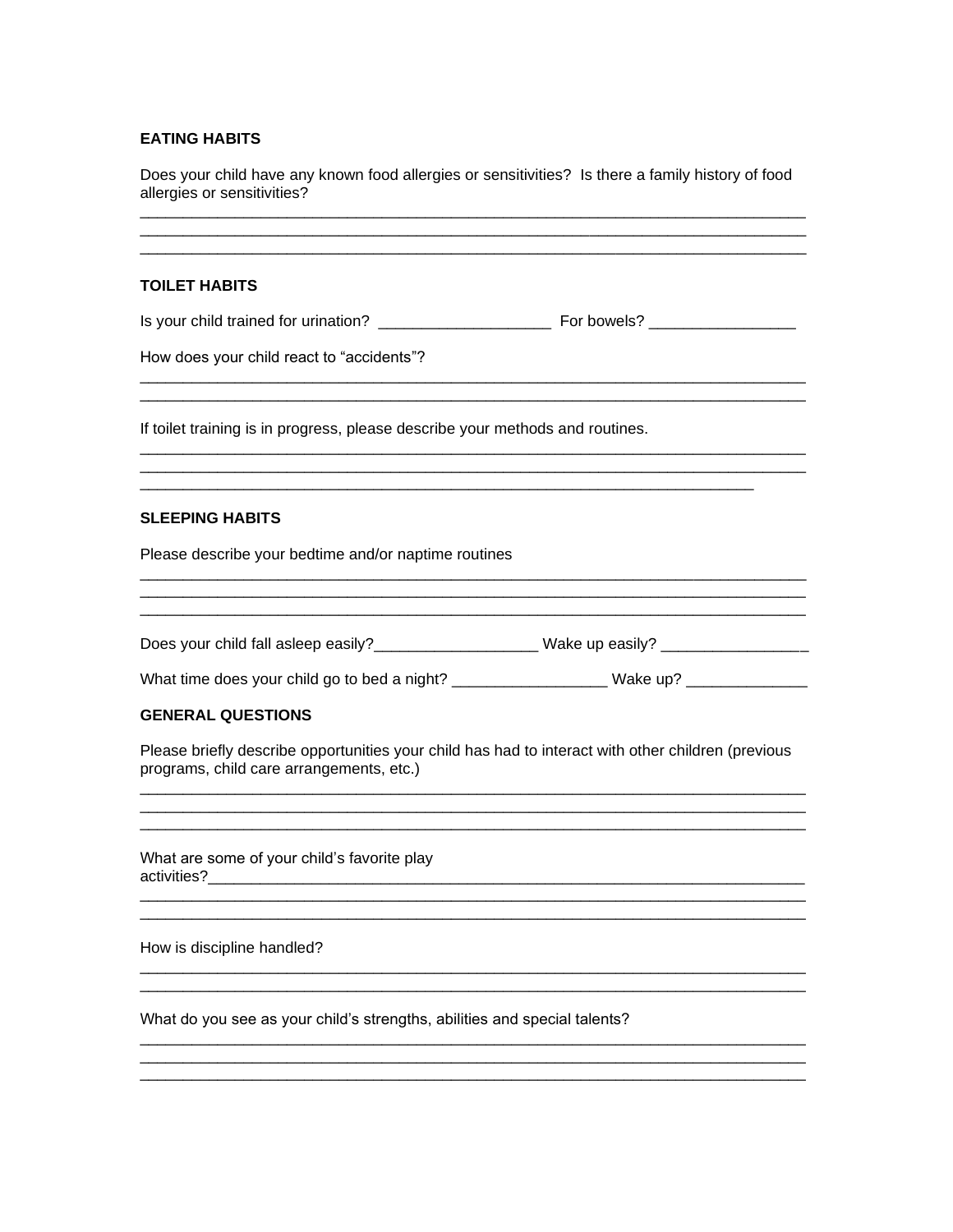**EATING HABITS**

Does your child have any known food allergies or sensitivities? Is there a family history of food allergies or sensitivities?

_______________________________________________________________________________
_______________________________________________________________________________
_______________________________________________________________________________

**TOILET HABITS**

Is your child trained for urination? ____________________ For bowels? _________________

How does your child react to “accidents”?

_______________________________________________________________________________
_______________________________________________________________________________

If toilet training is in progress, please describe your methods and routines.

_______________________________________________________________________________
_______________________________________________________________________________
_________________________________________________________________________

**SLEEPING HABITS**

Please describe your bedtime and/or naptime routines

_______________________________________________________________________________
_______________________________________________________________________________
_______________________________________________________________________________

Does your child fall asleep easily?___________________ Wake up easily? _________________

What time does your child go to bed a night? _________________ Wake up? ______________

**GENERAL QUESTIONS**

Please briefly describe opportunities your child has had to interact with other children (previous programs, child care arrangements, etc.)

_______________________________________________________________________________
_______________________________________________________________________________
_______________________________________________________________________________

What are some of your child’s favorite play activities?__________________________________________________________________________
_______________________________________________________________________________
_______________________________________________________________________________

How is discipline handled?

_______________________________________________________________________________
_______________________________________________________________________________

What do you see as your child’s strengths, abilities and special talents?

_______________________________________________________________________________
_______________________________________________________________________________
_______________________________________________________________________________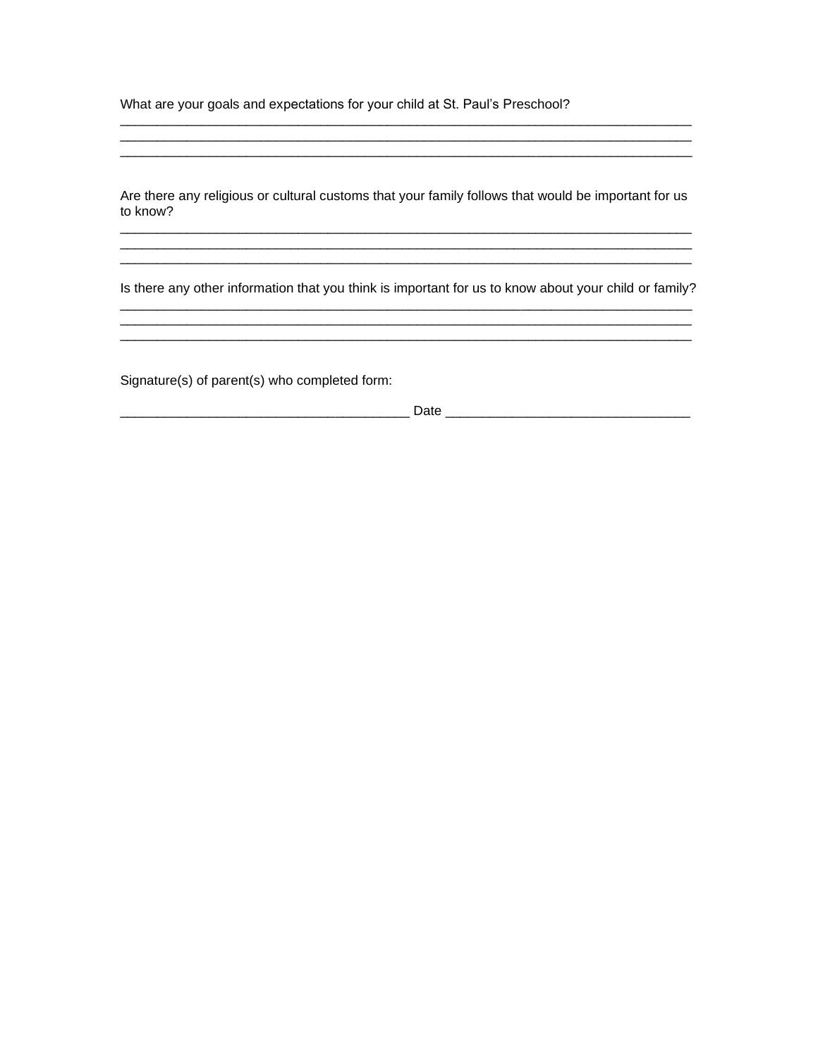What are your goals and expectations for your child at St. Paul's Preschool?

\_\_\_\_\_\_\_\_\_\_\_\_\_\_\_\_\_\_\_\_\_\_\_\_\_\_\_\_\_\_\_\_\_\_\_\_\_\_\_\_\_\_\_\_\_\_\_\_\_\_\_\_\_\_\_\_\_\_\_\_\_\_\_\_\_\_\_\_\_\_\_\_\_\_\_\_
\_\_\_\_\_\_\_\_\_\_\_\_\_\_\_\_\_\_\_\_\_\_\_\_\_\_\_\_\_\_\_\_\_\_\_\_\_\_\_\_\_\_\_\_\_\_\_\_\_\_\_\_\_\_\_\_\_\_\_\_\_\_\_\_\_\_\_\_\_\_\_\_\_\_\_\_
\_\_\_\_\_\_\_\_\_\_\_\_\_\_\_\_\_\_\_\_\_\_\_\_\_\_\_\_\_\_\_\_\_\_\_\_\_\_\_\_\_\_\_\_\_\_\_\_\_\_\_\_\_\_\_\_\_\_\_\_\_\_\_\_\_\_\_\_\_\_\_\_\_\_\_\_

Are there any religious or cultural customs that your family follows that would be important for us to know?

\_\_\_\_\_\_\_\_\_\_\_\_\_\_\_\_\_\_\_\_\_\_\_\_\_\_\_\_\_\_\_\_\_\_\_\_\_\_\_\_\_\_\_\_\_\_\_\_\_\_\_\_\_\_\_\_\_\_\_\_\_\_\_\_\_\_\_\_\_\_\_\_\_\_\_\_
\_\_\_\_\_\_\_\_\_\_\_\_\_\_\_\_\_\_\_\_\_\_\_\_\_\_\_\_\_\_\_\_\_\_\_\_\_\_\_\_\_\_\_\_\_\_\_\_\_\_\_\_\_\_\_\_\_\_\_\_\_\_\_\_\_\_\_\_\_\_\_\_\_\_\_\_
\_\_\_\_\_\_\_\_\_\_\_\_\_\_\_\_\_\_\_\_\_\_\_\_\_\_\_\_\_\_\_\_\_\_\_\_\_\_\_\_\_\_\_\_\_\_\_\_\_\_\_\_\_\_\_\_\_\_\_\_\_\_\_\_\_\_\_\_\_\_\_\_\_\_\_\_

Is there any other information that you think is important for us to know about your child or family?

\_\_\_\_\_\_\_\_\_\_\_\_\_\_\_\_\_\_\_\_\_\_\_\_\_\_\_\_\_\_\_\_\_\_\_\_\_\_\_\_\_\_\_\_\_\_\_\_\_\_\_\_\_\_\_\_\_\_\_\_\_\_\_\_\_\_\_\_\_\_\_\_\_\_\_\_
\_\_\_\_\_\_\_\_\_\_\_\_\_\_\_\_\_\_\_\_\_\_\_\_\_\_\_\_\_\_\_\_\_\_\_\_\_\_\_\_\_\_\_\_\_\_\_\_\_\_\_\_\_\_\_\_\_\_\_\_\_\_\_\_\_\_\_\_\_\_\_\_\_\_\_\_
\_\_\_\_\_\_\_\_\_\_\_\_\_\_\_\_\_\_\_\_\_\_\_\_\_\_\_\_\_\_\_\_\_\_\_\_\_\_\_\_\_\_\_\_\_\_\_\_\_\_\_\_\_\_\_\_\_\_\_\_\_\_\_\_\_\_\_\_\_\_\_\_\_\_\_\_

Signature(s) of parent(s) who completed form:

\_\_\_\_\_\_\_\_\_\_\_\_\_\_\_\_\_\_\_\_\_\_\_\_\_\_\_\_\_\_\_\_\_\_\_\_\_\_ Date \_\_\_\_\_\_\_\_\_\_\_\_\_\_\_\_\_\_\_\_\_\_\_\_\_\_\_\_\_\_\_\_